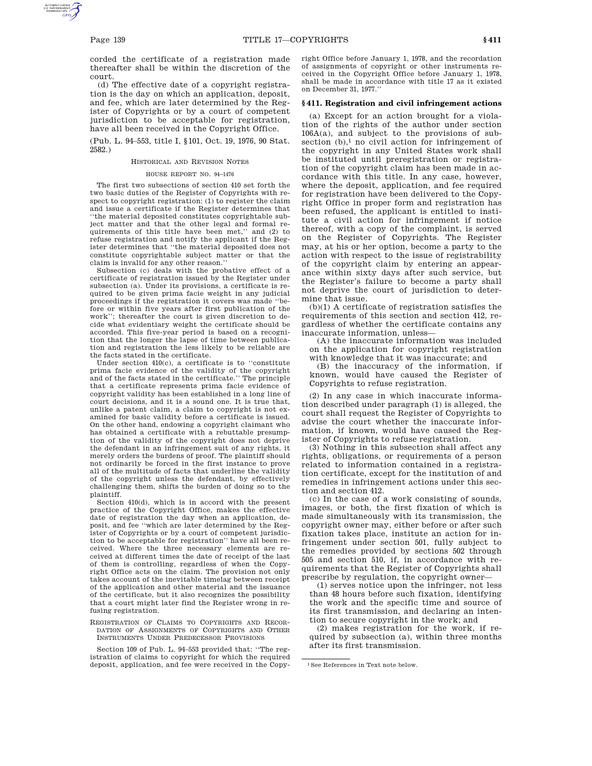corded the certificate of a registration made thereafter shall be within the discretion of the court.

(d) The effective date of a copyright registration is the day on which an application, deposit, and fee, which are later determined by the Register of Copyrights or by a court of competent jurisdiction to be acceptable for registration, have all been received in the Copyright Office.

(Pub. L. 94–553, title I, §101, Oct. 19, 1976, 90 Stat. 2582.)

HISTORICAL AND REVISION NOTES

HOUSE REPORT NO. 94–1476

The first two subsections of section 410 set forth the two basic duties of the Register of Copyrights with respect to copyright registration: (1) to register the claim and issue a certificate if the Register determines that "the material deposited constitutes copyrightable subject matter and that the other legal and formal requirements of this title have been met," and (2) to refuse registration and notify the applicant if the Register determines that "the material deposited does not constitute copyrightable subject matter or that the claim is invalid for any other reason."

Subsection (c) deals with the probative effect of a certificate of registration issued by the Register under subsection (a). Under its provisions, a certificate is required to be given prima facie weight in any judicial proceedings if the registration it covers was made "before or within five years after first publication of the work"; thereafter the court is given discretion to decide what evidentiary weight the certificate should be accorded. This five-year period is based on a recognition that the longer the lapse of time between publication and registration the less likely to be reliable are the facts stated in the certificate.

Under section 410(c), a certificate is to "constitute prima facie evidence of the validity of the copyright and of the facts stated in the certificate." The principle that a certificate represents prima facie evidence of copyright validity has been established in a long line of court decisions, and it is a sound one. It is true that, unlike a patent claim, a claim to copyright is not examined for basic validity before a certificate is issued. On the other hand, endowing a copyright claimant who has obtained a certificate with a rebuttable presumption of the validity of the copyright does not deprive the defendant in an infringement suit of any rights, it merely orders the burdens of proof. The plaintiff should not ordinarily be forced in the first instance to prove all of the multitude of facts that underline the validity of the copyright unless the defendant, by effectively challenging them, shifts the burden of doing so to the plaintiff.

Section 410(d), which is in accord with the present practice of the Copyright Office, makes the effective date of registration the day when an application, deposit, and fee "which are later determined by the Register of Copyrights or by a court of competent jurisdiction to be acceptable for registration" have all been received. Where the three necessary elements are received at different times the date of receipt of the last of them is controlling, regardless of when the Copyright Office acts on the claim. The provision not only takes account of the inevitable timelag between receipt of the application and other material and the issuance of the certificate, but it also recognizes the possibility that a court might later find the Register wrong in refusing registration.

REGISTRATION OF CLAIMS TO COPYRIGHTS AND RECORDATION OF ASSIGNMENTS OF COPYRIGHTS AND OTHER INSTRUMENTS UNDER PREDECESSOR PROVISIONS

Section 109 of Pub. L. 94–553 provided that: "The registration of claims to copyright for which the required deposit, application, and fee were received in the Copyright Office before January 1, 1978, and the recordation of assignments of copyright or other instruments received in the Copyright Office before January 1, 1978, shall be made in accordance with title 17 as it existed on December 31, 1977."

### §411. Registration and civil infringement actions

(a) Except for an action brought for a violation of the rights of the author under section 106A(a), and subject to the provisions of subsection (b),[1] no civil action for infringement of the copyright in any United States work shall be instituted until preregistration or registration of the copyright claim has been made in accordance with this title. In any case, however, where the deposit, application, and fee required for registration have been delivered to the Copyright Office in proper form and registration has been refused, the applicant is entitled to institute a civil action for infringement if notice thereof, with a copy of the complaint, is served on the Register of Copyrights. The Register may, at his or her option, become a party to the action with respect to the issue of registrability of the copyright claim by entering an appearance within sixty days after such service, but the Register's failure to become a party shall not deprive the court of jurisdiction to determine that issue.

(b)(1) A certificate of registration satisfies the requirements of this section and section 412, regardless of whether the certificate contains any inaccurate information, unless—

(A) the inaccurate information was included on the application for copyright registration with knowledge that it was inaccurate; and

(B) the inaccuracy of the information, if known, would have caused the Register of Copyrights to refuse registration.

(2) In any case in which inaccurate information described under paragraph (1) is alleged, the court shall request the Register of Copyrights to advise the court whether the inaccurate information, if known, would have caused the Register of Copyrights to refuse registration.

(3) Nothing in this subsection shall affect any rights, obligations, or requirements of a person related to information contained in a registration certificate, except for the institution of and remedies in infringement actions under this section and section 412.

(c) In the case of a work consisting of sounds, images, or both, the first fixation of which is made simultaneously with its transmission, the copyright owner may, either before or after such fixation takes place, institute an action for infringement under section 501, fully subject to the remedies provided by sections 502 through 505 and section 510, if, in accordance with requirements that the Register of Copyrights shall prescribe by regulation, the copyright owner—

(1) serves notice upon the infringer, not less than 48 hours before such fixation, identifying the work and the specific time and source of its first transmission, and declaring an intention to secure copyright in the work; and

(2) makes registration for the work, if required by subsection (a), within three months after its first transmission.

[1] See References in Text note below.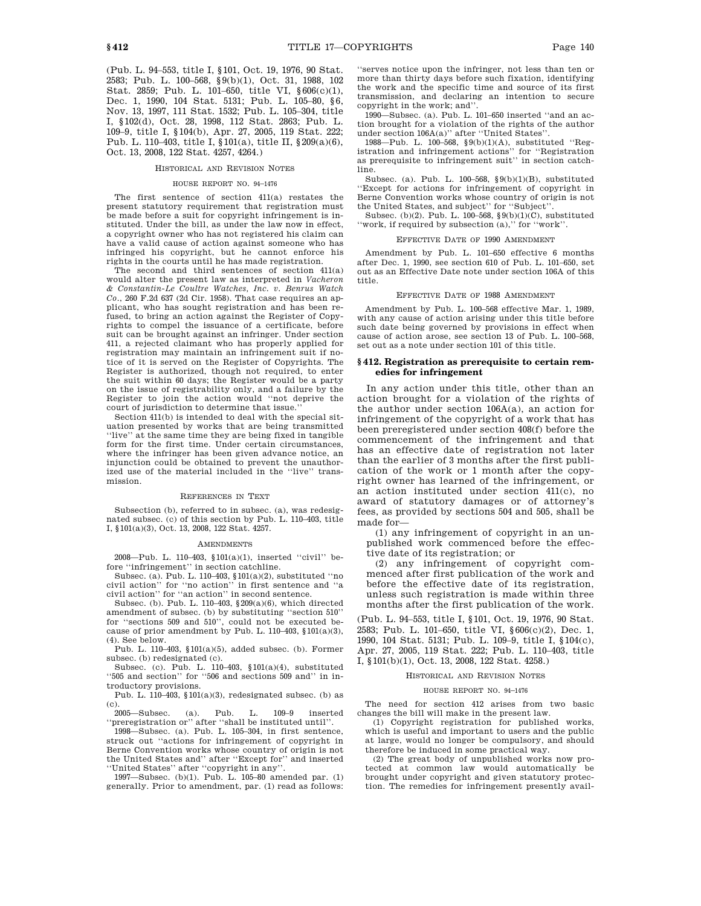(Pub. L. 94–553, title I, §101, Oct. 19, 1976, 90 Stat. 2583; Pub. L. 100–568, §9(b)(1), Oct. 31, 1988, 102 Stat. 2859; Pub. L. 101–650, title VI, §606(c)(1), Dec. 1, 1990, 104 Stat. 5131; Pub. L. 105–80, §6, Nov. 13, 1997, 111 Stat. 1532; Pub. L. 105–304, title I, §102(d), Oct. 28, 1998, 112 Stat. 2863; Pub. L. 109–9, title I, §104(b), Apr. 27, 2005, 119 Stat. 222; Pub. L. 110–403, title I, §101(a), title II, §209(a)(6), Oct. 13, 2008, 122 Stat. 4257, 4264.)

HISTORICAL AND REVISION NOTES

HOUSE REPORT NO. 94–1476

The first sentence of section 411(a) restates the present statutory requirement that registration must be made before a suit for copyright infringement is instituted. Under the bill, as under the law now in effect, a copyright owner who has not registered his claim can have a valid cause of action against someone who has infringed his copyright, but he cannot enforce his rights in the courts until he has made registration.

The second and third sentences of section 411(a) would alter the present law as interpreted in *Vacheron & Constantin-Le Coultre Watches, Inc. v. Benrus Watch Co.*, 260 F.2d 637 (2d Cir. 1958). That case requires an applicant, who has sought registration and has been refused, to bring an action against the Register of Copyrights to compel the issuance of a certificate, before suit can be brought against an infringer. Under section 411, a rejected claimant who has properly applied for registration may maintain an infringement suit if notice of it is served on the Register of Copyrights. The Register is authorized, though not required, to enter the suit within 60 days; the Register would be a party on the issue of registrability only, and a failure by the Register to join the action would "not deprive the court of jurisdiction to determine that issue."

Section 411(b) is intended to deal with the special situation presented by works that are being transmitted "live" at the same time they are being fixed in tangible form for the first time. Under certain circumstances, where the infringer has been given advance notice, an injunction could be obtained to prevent the unauthorized use of the material included in the "live" transmission.

REFERENCES IN TEXT

Subsection (b), referred to in subsec. (a), was redesignated subsec. (c) of this section by Pub. L. 110–403, title I, §101(a)(3), Oct. 13, 2008, 122 Stat. 4257.

AMENDMENTS

2008—Pub. L. 110–403, §101(a)(1), inserted "civil" before "infringement" in section catchline.

Subsec. (a). Pub. L. 110–403, §101(a)(2), substituted "no civil action" for "no action" in first sentence and "a civil action" for "an action" in second sentence.

Subsec. (b). Pub. L. 110–403, §209(a)(6), which directed amendment of subsec. (b) by substituting "section 510" for "sections 509 and 510", could not be executed because of prior amendment by Pub. L. 110–403, §101(a)(3), (4). See below.

Pub. L. 110–403, §101(a)(5), added subsec. (b). Former subsec. (b) redesignated (c).

Subsec. (c). Pub. L. 110–403, §101(a)(4), substituted "505 and section" for "506 and sections 509 and" in introductory provisions.

Pub. L. 110–403, §101(a)(3), redesignated subsec. (b) as (c).

2005—Subsec. (a). Pub. L. 109–9 inserted "preregistration or" after "shall be instituted until".

1998—Subsec. (a). Pub. L. 105–304, in first sentence, struck out "actions for infringement of copyright in Berne Convention works whose country of origin is not the United States and" after "Except for" and inserted "United States" after "copyright in any".

1997—Subsec. (b)(1). Pub. L. 105–80 amended par. (1) generally. Prior to amendment, par. (1) read as follows: "serves notice upon the infringer, not less than ten or more than thirty days before such fixation, identifying the work and the specific time and source of its first transmission, and declaring an intention to secure copyright in the work; and".

1990—Subsec. (a). Pub. L. 101–650 inserted "and an action brought for a violation of the rights of the author under section 106A(a)" after "United States".

1988—Pub. L. 100–568, §9(b)(1)(A), substituted "Registration and infringement actions" for "Registration as prerequisite to infringement suit" in section catchline.

Subsec. (a). Pub. L. 100–568, §9(b)(1)(B), substituted "Except for actions for infringement of copyright in Berne Convention works whose country of origin is not the United States, and subject" for "Subject".

Subsec. (b)(2). Pub. L. 100–568, §9(b)(1)(C), substituted "work, if required by subsection (a)," for "work".

EFFECTIVE DATE OF 1990 AMENDMENT

Amendment by Pub. L. 101–650 effective 6 months after Dec. 1, 1990, see section 610 of Pub. L. 101–650, set out as an Effective Date note under section 106A of this title.

EFFECTIVE DATE OF 1988 AMENDMENT

Amendment by Pub. L. 100–568 effective Mar. 1, 1989, with any cause of action arising under this title before such date being governed by provisions in effect when cause of action arose, see section 13 of Pub. L. 100–568, set out as a note under section 101 of this title.

## §412. Registration as prerequisite to certain remedies for infringement

In any action under this title, other than an action brought for a violation of the rights of the author under section 106A(a), an action for infringement of the copyright of a work that has been preregistered under section 408(f) before the commencement of the infringement and that has an effective date of registration not later than the earlier of 3 months after the first publication of the work or 1 month after the copyright owner has learned of the infringement, or an action instituted under section 411(c), no award of statutory damages or of attorney's fees, as provided by sections 504 and 505, shall be made for—

(1) any infringement of copyright in an unpublished work commenced before the effective date of its registration; or

(2) any infringement of copyright commenced after first publication of the work and before the effective date of its registration, unless such registration is made within three months after the first publication of the work.

(Pub. L. 94–553, title I, §101, Oct. 19, 1976, 90 Stat. 2583; Pub. L. 101–650, title VI, §606(c)(2), Dec. 1, 1990, 104 Stat. 5131; Pub. L. 109–9, title I, §104(c), Apr. 27, 2005, 119 Stat. 222; Pub. L. 110–403, title I, §101(b)(1), Oct. 13, 2008, 122 Stat. 4258.)

HISTORICAL AND REVISION NOTES

HOUSE REPORT NO. 94–1476

The need for section 412 arises from two basic changes the bill will make in the present law.

(1) Copyright registration for published works, which is useful and important to users and the public at large, would no longer be compulsory, and should therefore be induced in some practical way.

(2) The great body of unpublished works now protected at common law would automatically be brought under copyright and given statutory protection. The remedies for infringement presently avail-